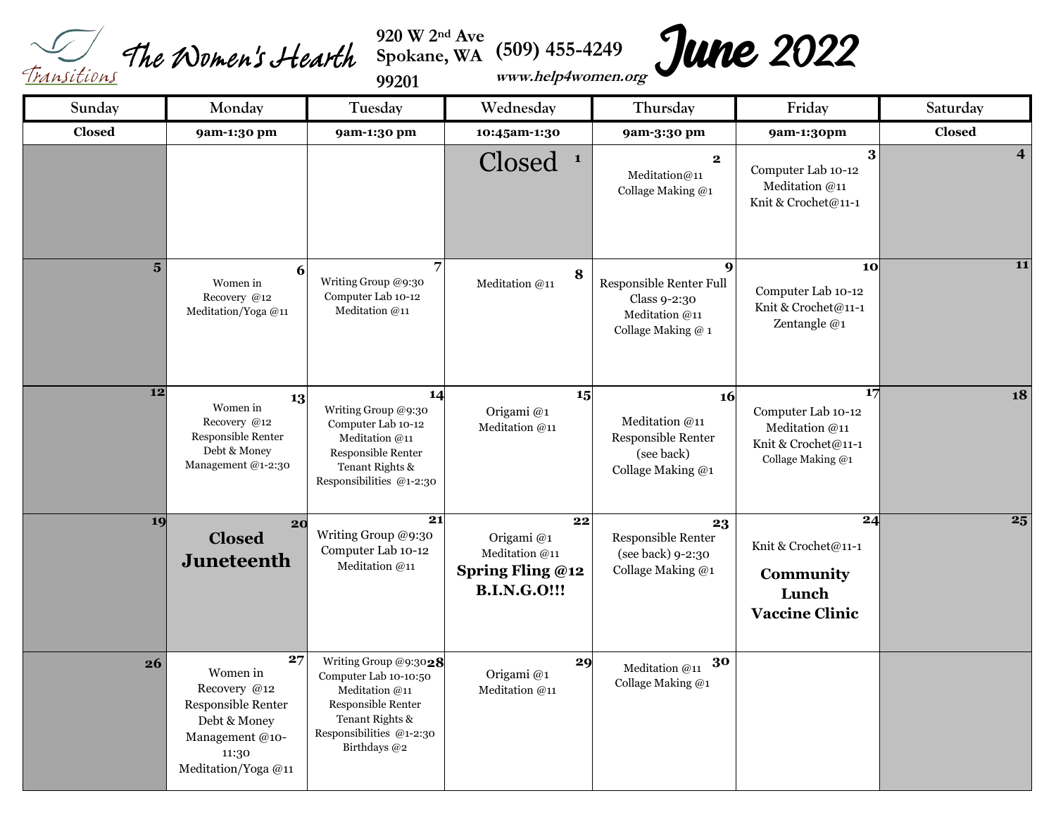# The Women's Hearth

Transitions

920 W 2nd Ave
Spokane, WA
99201

(509) 455-4249
www.help4women.org

# June 2022

| Sunday | Monday | Tuesday | Wednesday | Thursday | Friday | Saturday |
|---|---|---|---|---|---|---|
| Closed | 9am-1:30 pm | 9am-1:30 pm | 10:45am-1:30 | 9am-3:30 pm | 9am-1:30pm | Closed |
| | | | 1 Closed | 2 Meditation@11 Collage Making @1 | 3 Computer Lab 10-12 Meditation @11 Knit & Crochet@11-1 | 4 |
| 5 | 6 Women in Recovery @12 Meditation/Yoga @11 | 7 Writing Group @9:30 Computer Lab 10-12 Meditation @11 | 8 Meditation @11 | 9 Responsible Renter Full Class 9-2:30 Meditation @11 Collage Making @ 1 | 10 Computer Lab 10-12 Knit & Crochet@11-1 Zentangle @1 | 11 |
| 12 | 13 Women in Recovery @12 Responsible Renter Debt & Money Management @1-2:30 | 14 Writing Group @9:30 Computer Lab 10-12 Meditation @11 Responsible Renter Tenant Rights & Responsibilities @1-2:30 | 15 Origami @1 Meditation @11 | 16 Meditation @11 Responsible Renter (see back) Collage Making @1 | 17 Computer Lab 10-12 Meditation @11 Knit & Crochet@11-1 Collage Making @1 | 18 |
| 19 | 20 **Closed Juneteenth** | 21 Writing Group @9:30 Computer Lab 10-12 Meditation @11 | 22 Origami @1 Meditation @11 **Spring Fling @12 B.I.N.G.O!!!** | 23 Responsible Renter (see back) 9-2:30 Collage Making @1 | 24 Knit & Crochet@11-1 **Community Lunch Vaccine Clinic** | 25 |
| 26 | 27 Women in Recovery @12 Responsible Renter Debt & Money Management @10-11:30 Meditation/Yoga @11 | 28 Writing Group @9:30 Computer Lab 10-10:50 Meditation @11 Responsible Renter Tenant Rights & Responsibilities @1-2:30 Birthdays @2 | 29 Origami @1 Meditation @11 | 30 Meditation @11 Collage Making @1 | | |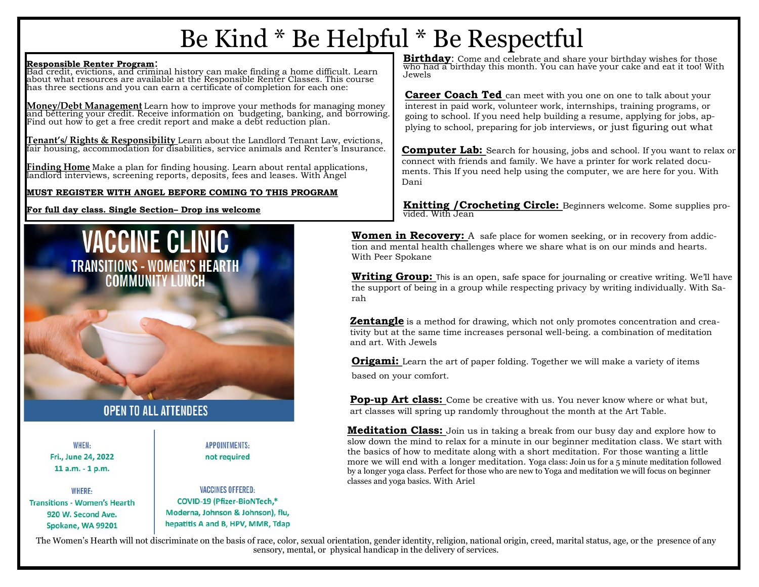# Be Kind * Be Helpful * Be Respectful

**Responsible Renter Program:**
Bad credit, evictions, and criminal history can make finding a home difficult. Learn about what resources are available at the Responsible Renter Classes. This course has three sections and you can earn a certificate of completion for each one:

**Money/Debt Management** Learn how to improve your methods for managing money and bettering your credit. Receive information on budgeting, banking, and borrowing. Find out how to get a free credit report and make a debt reduction plan.

**Tenant's/ Rights & Responsibility** Learn about the Landlord Tenant Law, evictions, fair housing, accommodation for disabilities, service animals and Renter's Insurance.

**Finding Home** Make a plan for finding housing. Learn about rental applications, landlord interviews, screening reports, deposits, fees and leases. With Angel

**MUST REGISTER WITH ANGEL BEFORE COMING TO THIS PROGRAM**

**For full day class. Single Section– Drop ins welcome**

## VACCINE CLINIC

TRANSITIONS - WOMEN'S HEARTH COMMUNITY LUNCH

OPEN TO ALL ATTENDEES

WHEN:
Fri., June 24, 2022
11 a.m. - 1 p.m.

WHERE:
Transitions - Women's Hearth
920 W. Second Ave.
Spokane, WA 99201

APPOINTMENTS:
not required

VACCINES OFFERED:
COVID-19 (Pfizer-BioNTech,* Moderna, Johnson & Johnson), flu, hepatitis A and B, HPV, MMR, Tdap

**Birthday**: Come and celebrate and share your birthday wishes for those who had a birthday this month. You can have your cake and eat it too! With Jewels

**Career Coach Ted** can meet with you one on one to talk about your interest in paid work, volunteer work, internships, training programs, or going to school. If you need help building a resume, applying for jobs, applying to school, preparing for job interviews, or just figuring out what

**Computer Lab:** Search for housing, jobs and school. If you want to relax or connect with friends and family. We have a printer for work related documents. This If you need help using the computer, we are here for you. With Dani

**Knitting /Crocheting Circle:** Beginners welcome. Some supplies provided. With Jean

**Women in Recovery:** A safe place for women seeking, or in recovery from addiction and mental health challenges where we share what is on our minds and hearts. With Peer Spokane

**Writing Group:** This is an open, safe space for journaling or creative writing. We'll have the support of being in a group while respecting privacy by writing individually. With Sarah

**Zentangle** is a method for drawing, which not only promotes concentration and creativity but at the same time increases personal well-being. a combination of meditation and art. With Jewels

**Origami:** Learn the art of paper folding. Together we will make a variety of items based on your comfort.

**Pop-up Art class:** Come be creative with us. You never know where or what but, art classes will spring up randomly throughout the month at the Art Table.

**Meditation Class:** Join us in taking a break from our busy day and explore how to slow down the mind to relax for a minute in our beginner meditation class. We start with the basics of how to meditate along with a short meditation. For those wanting a little more we will end with a longer meditation. Yoga class: Join us for a 5 minute meditation followed by a longer yoga class. Perfect for those who are new to Yoga and meditation we will focus on beginner classes and yoga basics. With Ariel

The Women's Hearth will not discriminate on the basis of race, color, sexual orientation, gender identity, religion, national origin, creed, marital status, age, or the presence of any sensory, mental, or physical handicap in the delivery of services.